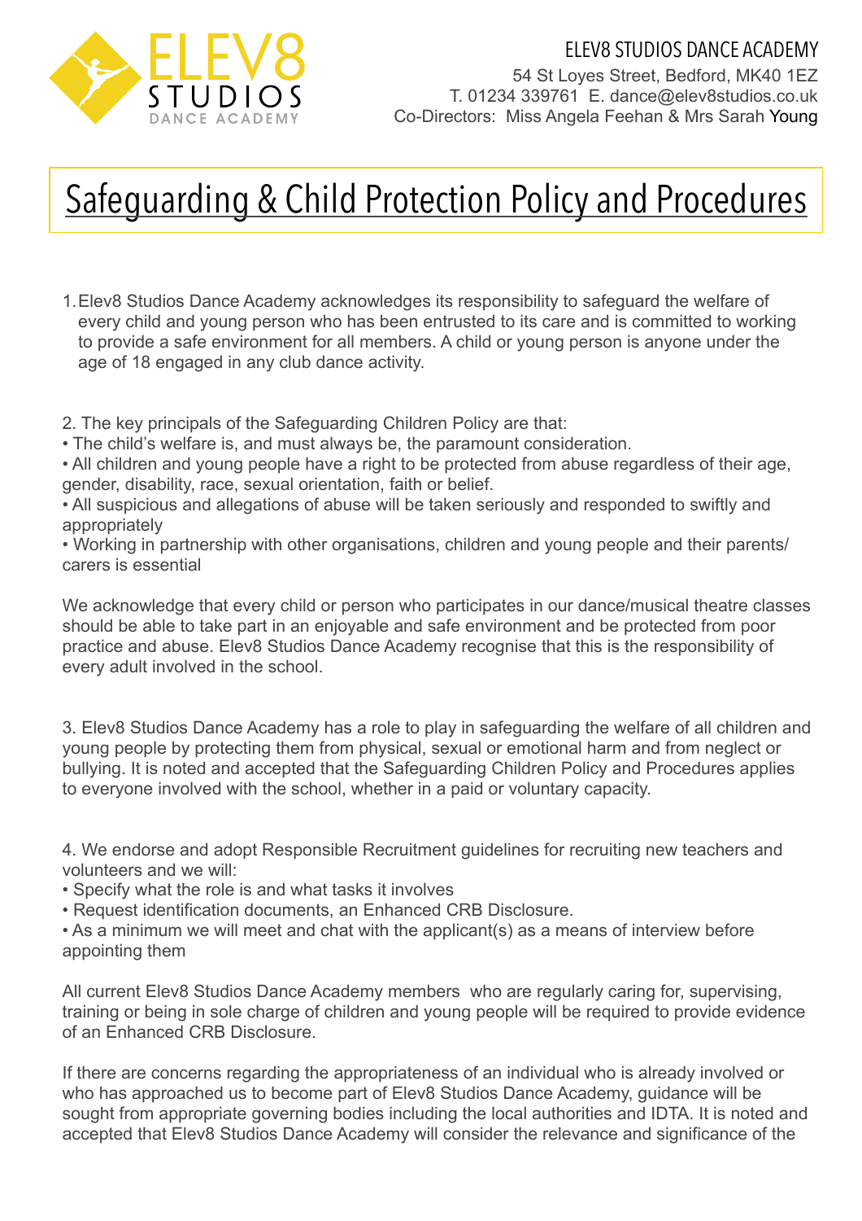ELEV8 STUDIOS DANCE ACADEMY

ELEV8 STUDIOS DANCE ACADEMY
54 St Loyes Street, Bedford, MK40 1EZ
T. 01234 339761 E. dance@elev8studios.co.uk
Co-Directors: Miss Angela Feehan & Mrs Sarah Young

# Safeguarding & Child Protection Policy and Procedures

1. Elev8 Studios Dance Academy acknowledges its responsibility to safeguard the welfare of every child and young person who has been entrusted to its care and is committed to working to provide a safe environment for all members. A child or young person is anyone under the age of 18 engaged in any club dance activity.

2. The key principals of the Safeguarding Children Policy are that:
• The child's welfare is, and must always be, the paramount consideration.
• All children and young people have a right to be protected from abuse regardless of their age, gender, disability, race, sexual orientation, faith or belief.
• All suspicious and allegations of abuse will be taken seriously and responded to swiftly and appropriately
• Working in partnership with other organisations, children and young people and their parents/carers is essential

We acknowledge that every child or person who participates in our dance/musical theatre classes should be able to take part in an enjoyable and safe environment and be protected from poor practice and abuse. Elev8 Studios Dance Academy recognise that this is the responsibility of every adult involved in the school.

3. Elev8 Studios Dance Academy has a role to play in safeguarding the welfare of all children and young people by protecting them from physical, sexual or emotional harm and from neglect or bullying. It is noted and accepted that the Safeguarding Children Policy and Procedures applies to everyone involved with the school, whether in a paid or voluntary capacity.

4. We endorse and adopt Responsible Recruitment guidelines for recruiting new teachers and volunteers and we will:
• Specify what the role is and what tasks it involves
• Request identification documents, an Enhanced CRB Disclosure.
• As a minimum we will meet and chat with the applicant(s) as a means of interview before appointing them

All current Elev8 Studios Dance Academy members who are regularly caring for, supervising, training or being in sole charge of children and young people will be required to provide evidence of an Enhanced CRB Disclosure.

If there are concerns regarding the appropriateness of an individual who is already involved or who has approached us to become part of Elev8 Studios Dance Academy, guidance will be sought from appropriate governing bodies including the local authorities and IDTA. It is noted and accepted that Elev8 Studios Dance Academy will consider the relevance and significance of the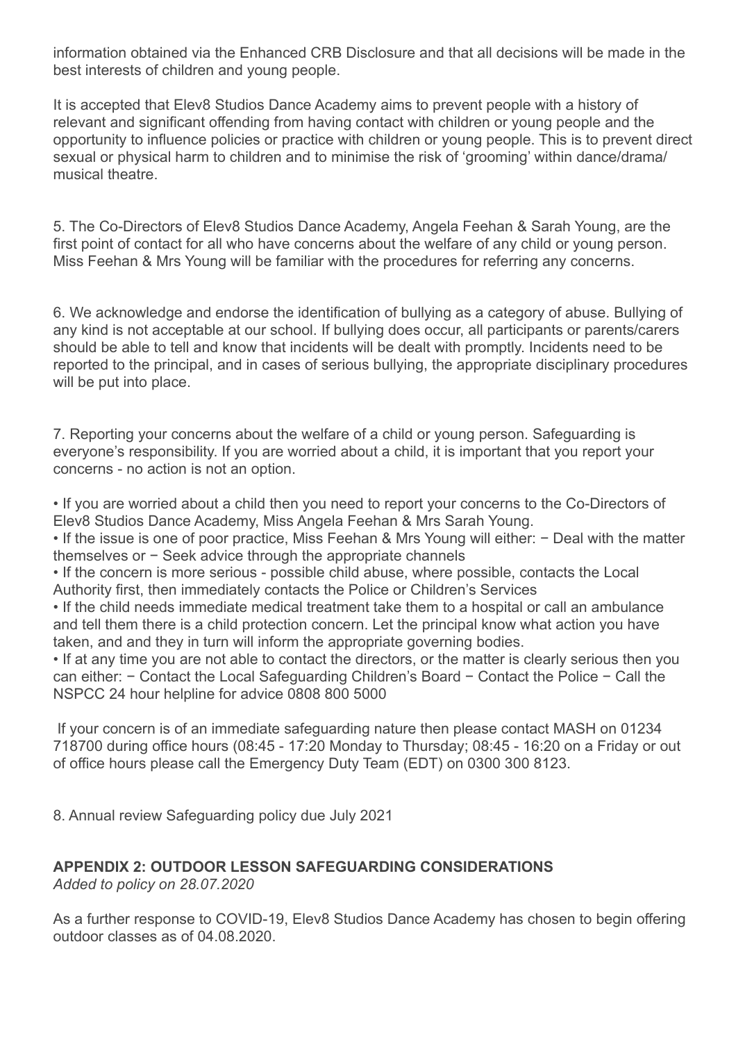information obtained via the Enhanced CRB Disclosure and that all decisions will be made in the best interests of children and young people.

It is accepted that Elev8 Studios Dance Academy aims to prevent people with a history of relevant and significant offending from having contact with children or young people and the opportunity to influence policies or practice with children or young people. This is to prevent direct sexual or physical harm to children and to minimise the risk of 'grooming' within dance/drama/ musical theatre.

5. The Co-Directors of Elev8 Studios Dance Academy, Angela Feehan & Sarah Young, are the first point of contact for all who have concerns about the welfare of any child or young person. Miss Feehan & Mrs Young will be familiar with the procedures for referring any concerns.

6. We acknowledge and endorse the identification of bullying as a category of abuse. Bullying of any kind is not acceptable at our school. If bullying does occur, all participants or parents/carers should be able to tell and know that incidents will be dealt with promptly. Incidents need to be reported to the principal, and in cases of serious bullying, the appropriate disciplinary procedures will be put into place.

7. Reporting your concerns about the welfare of a child or young person. Safeguarding is everyone's responsibility. If you are worried about a child, it is important that you report your concerns - no action is not an option.

• If you are worried about a child then you need to report your concerns to the Co-Directors of Elev8 Studios Dance Academy, Miss Angela Feehan & Mrs Sarah Young.
• If the issue is one of poor practice, Miss Feehan & Mrs Young will either: − Deal with the matter themselves or − Seek advice through the appropriate channels
• If the concern is more serious - possible child abuse, where possible, contacts the Local Authority first, then immediately contacts the Police or Children's Services
• If the child needs immediate medical treatment take them to a hospital or call an ambulance and tell them there is a child protection concern. Let the principal know what action you have taken, and and they in turn will inform the appropriate governing bodies.
• If at any time you are not able to contact the directors, or the matter is clearly serious then you can either: − Contact the Local Safeguarding Children's Board − Contact the Police − Call the NSPCC 24 hour helpline for advice 0808 800 5000

If your concern is of an immediate safeguarding nature then please contact MASH on 01234 718700 during office hours (08:45 - 17:20 Monday to Thursday; 08:45 - 16:20 on a Friday or out of office hours please call the Emergency Duty Team (EDT) on 0300 300 8123.

8. Annual review Safeguarding policy due July 2021

**APPENDIX 2: OUTDOOR LESSON SAFEGUARDING CONSIDERATIONS**
*Added to policy on 28.07.2020*

As a further response to COVID-19, Elev8 Studios Dance Academy has chosen to begin offering outdoor classes as of 04.08.2020.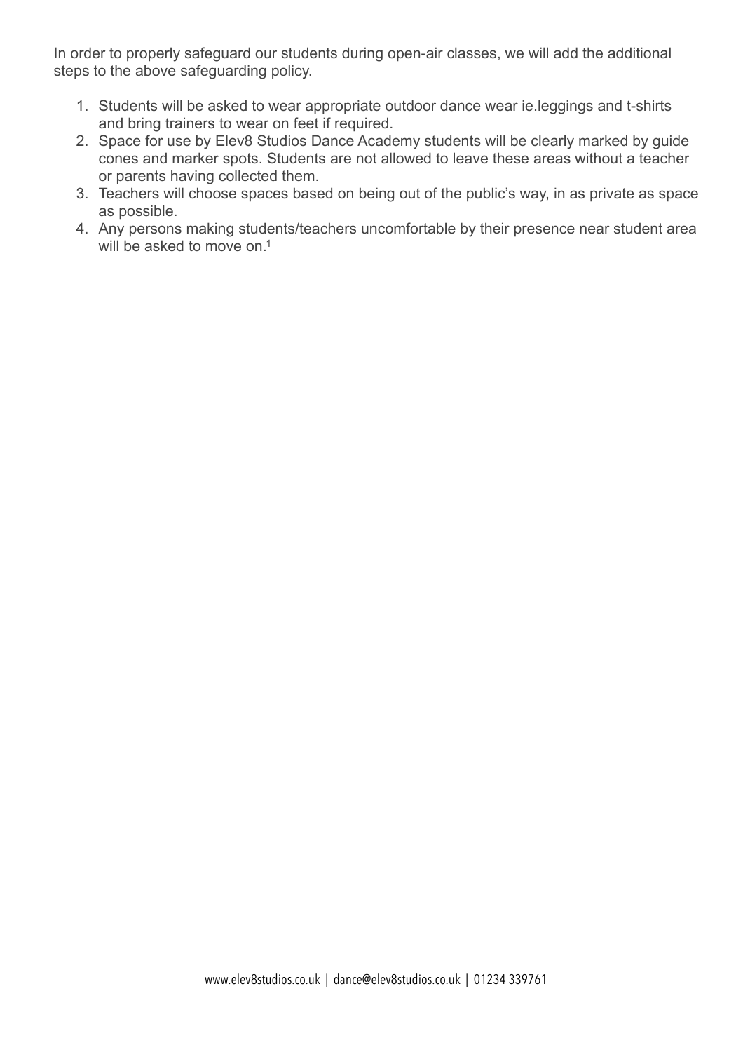In order to properly safeguard our students during open-air classes, we will add the additional steps to the above safeguarding policy.

1. Students will be asked to wear appropriate outdoor dance wear ie.leggings and t-shirts and bring trainers to wear on feet if required.
2. Space for use by Elev8 Studios Dance Academy students will be clearly marked by guide cones and marker spots. Students are not allowed to leave these areas without a teacher or parents having collected them.
3. Teachers will choose spaces based on being out of the public's way, in as private as space as possible.
4. Any persons making students/teachers uncomfortable by their presence near student area will be asked to move on.[1]